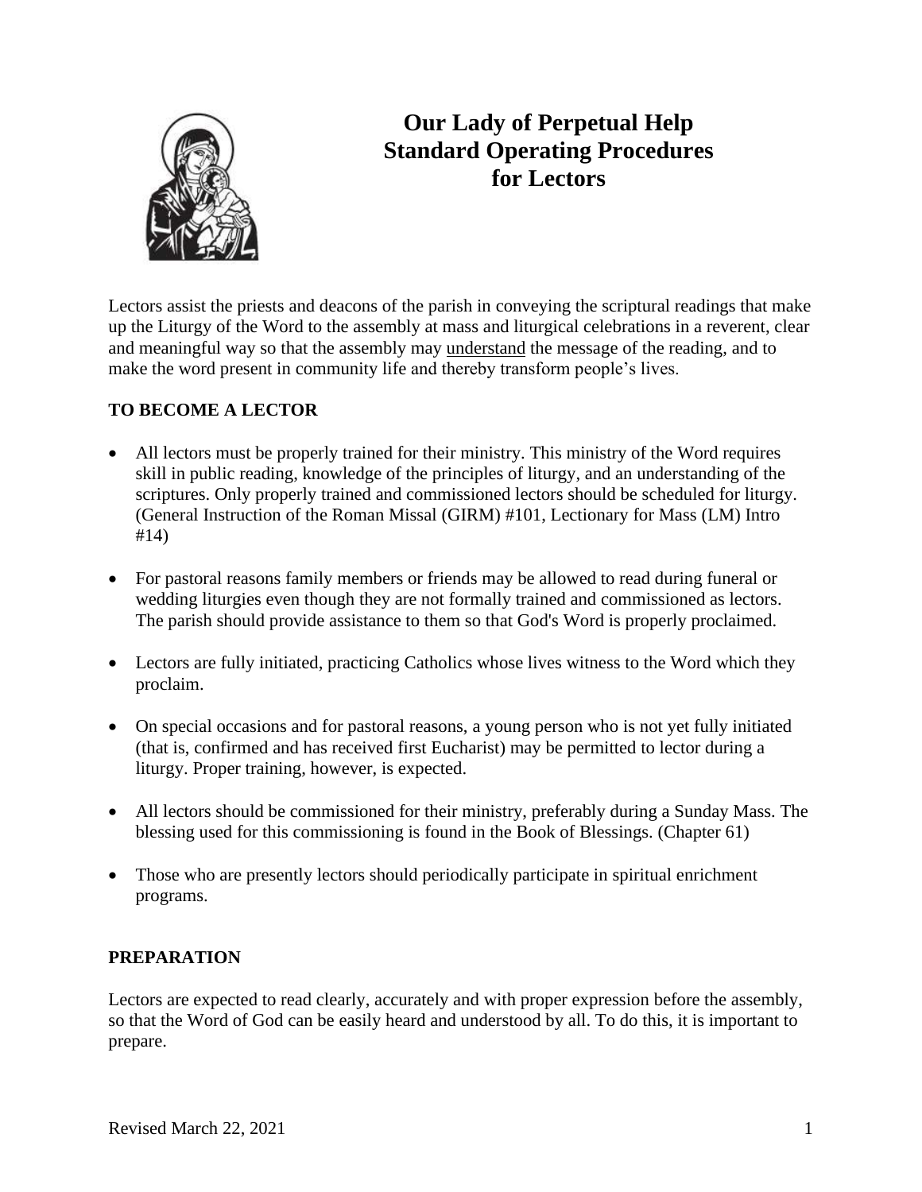# Our Lady of Perpetual Help Standard Operating Procedures for Lectors

Lectors assist the priests and deacons of the parish in conveying the scriptural readings that make up the Liturgy of the Word to the assembly at mass and liturgical celebrations in a reverent, clear and meaningful way so that the assembly may understand the message of the reading, and to make the word present in community life and thereby transform people's lives.

## TO BECOME A LECTOR

- All lectors must be properly trained for their ministry. This ministry of the Word requires skill in public reading, knowledge of the principles of liturgy, and an understanding of the scriptures. Only properly trained and commissioned lectors should be scheduled for liturgy. (General Instruction of the Roman Missal (GIRM) #101, Lectionary for Mass (LM) Intro #14)
- For pastoral reasons family members or friends may be allowed to read during funeral or wedding liturgies even though they are not formally trained and commissioned as lectors. The parish should provide assistance to them so that God's Word is properly proclaimed.
- Lectors are fully initiated, practicing Catholics whose lives witness to the Word which they proclaim.
- On special occasions and for pastoral reasons, a young person who is not yet fully initiated (that is, confirmed and has received first Eucharist) may be permitted to lector during a liturgy. Proper training, however, is expected.
- All lectors should be commissioned for their ministry, preferably during a Sunday Mass. The blessing used for this commissioning is found in the Book of Blessings. (Chapter 61)
- Those who are presently lectors should periodically participate in spiritual enrichment programs.

## PREPARATION

Lectors are expected to read clearly, accurately and with proper expression before the assembly, so that the Word of God can be easily heard and understood by all. To do this, it is important to prepare.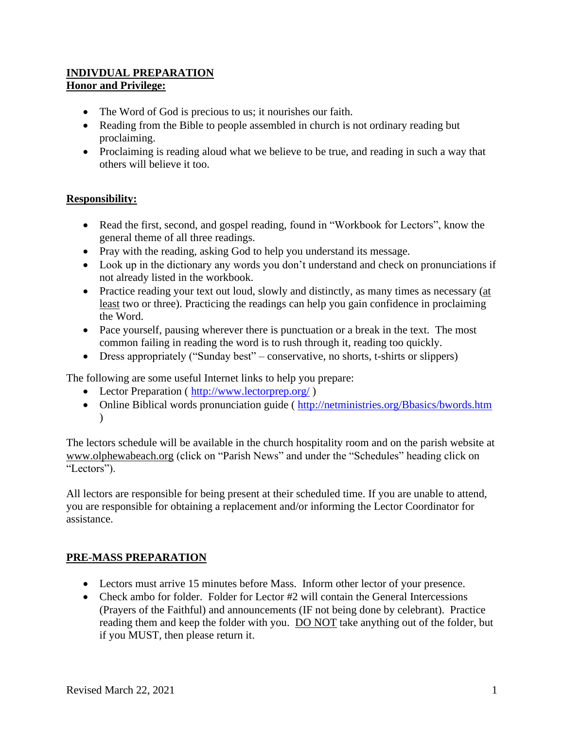**INDIVDUAL PREPARATION**
**Honor and Privilege:**

- The Word of God is precious to us; it nourishes our faith.
- Reading from the Bible to people assembled in church is not ordinary reading but proclaiming.
- Proclaiming is reading aloud what we believe to be true, and reading in such a way that others will believe it too.

**Responsibility:**

- Read the first, second, and gospel reading, found in "Workbook for Lectors", know the general theme of all three readings.
- Pray with the reading, asking God to help you understand its message.
- Look up in the dictionary any words you don't understand and check on pronunciations if not already listed in the workbook.
- Practice reading your text out loud, slowly and distinctly, as many times as necessary (at least two or three). Practicing the readings can help you gain confidence in proclaiming the Word.
- Pace yourself, pausing wherever there is punctuation or a break in the text. The most common failing in reading the word is to rush through it, reading too quickly.
- Dress appropriately ("Sunday best" – conservative, no shorts, t-shirts or slippers)

The following are some useful Internet links to help you prepare:

- Lector Preparation ( http://www.lectorprep.org/ )
- Online Biblical words pronunciation guide ( http://netministries.org/Bbasics/bwords.htm )

The lectors schedule will be available in the church hospitality room and on the parish website at www.olphewabeach.org (click on "Parish News" and under the "Schedules" heading click on "Lectors").

All lectors are responsible for being present at their scheduled time. If you are unable to attend, you are responsible for obtaining a replacement and/or informing the Lector Coordinator for assistance.

**PRE-MASS PREPARATION**

- Lectors must arrive 15 minutes before Mass. Inform other lector of your presence.
- Check ambo for folder. Folder for Lector #2 will contain the General Intercessions (Prayers of the Faithful) and announcements (IF not being done by celebrant). Practice reading them and keep the folder with you. DO NOT take anything out of the folder, but if you MUST, then please return it.

Revised March 22, 2021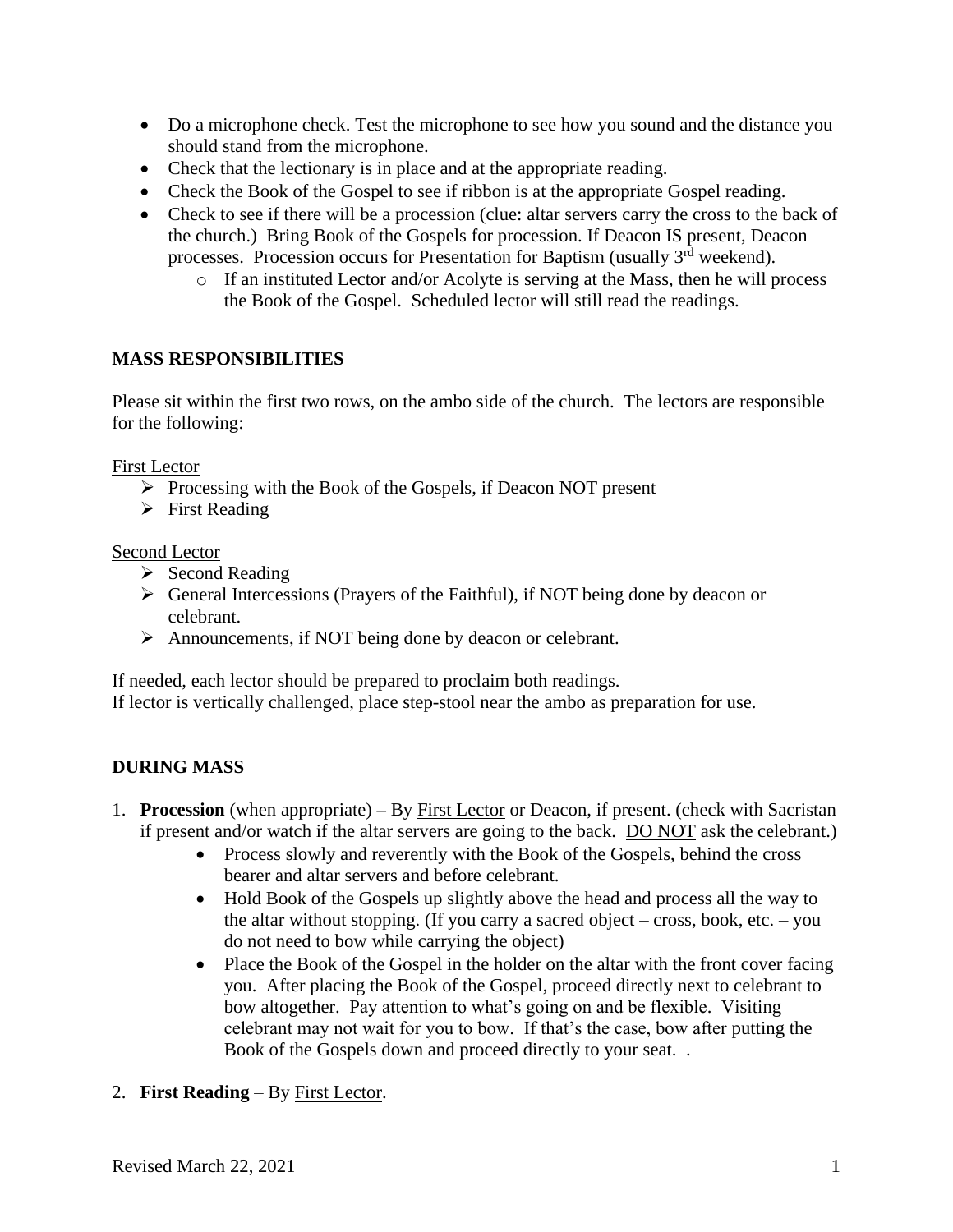- Do a microphone check. Test the microphone to see how you sound and the distance you should stand from the microphone.
- Check that the lectionary is in place and at the appropriate reading.
- Check the Book of the Gospel to see if ribbon is at the appropriate Gospel reading.
- Check to see if there will be a procession (clue: altar servers carry the cross to the back of the church.) Bring Book of the Gospels for procession. If Deacon IS present, Deacon processes. Procession occurs for Presentation for Baptism (usually 3rd weekend).
    - If an instituted Lector and/or Acolyte is serving at the Mass, then he will process the Book of the Gospel. Scheduled lector will still read the readings.

**MASS RESPONSIBILITIES**

Please sit within the first two rows, on the ambo side of the church. The lectors are responsible for the following:

First Lector

- Processing with the Book of the Gospels, if Deacon NOT present
- First Reading

Second Lector

- Second Reading
- General Intercessions (Prayers of the Faithful), if NOT being done by deacon or celebrant.
- Announcements, if NOT being done by deacon or celebrant.

If needed, each lector should be prepared to proclaim both readings.
If lector is vertically challenged, place step-stool near the ambo as preparation for use.

**DURING MASS**

1. **Procession** (when appropriate) **–** By First Lector or Deacon, if present. (check with Sacristan if present and/or watch if the altar servers are going to the back. DO NOT ask the celebrant.)
    - Process slowly and reverently with the Book of the Gospels, behind the cross bearer and altar servers and before celebrant.
    - Hold Book of the Gospels up slightly above the head and process all the way to the altar without stopping. (If you carry a sacred object – cross, book, etc. – you do not need to bow while carrying the object)
    - Place the Book of the Gospel in the holder on the altar with the front cover facing you. After placing the Book of the Gospel, proceed directly next to celebrant to bow altogether. Pay attention to what's going on and be flexible. Visiting celebrant may not wait for you to bow. If that's the case, bow after putting the Book of the Gospels down and proceed directly to your seat. .
2. **First Reading** – By First Lector.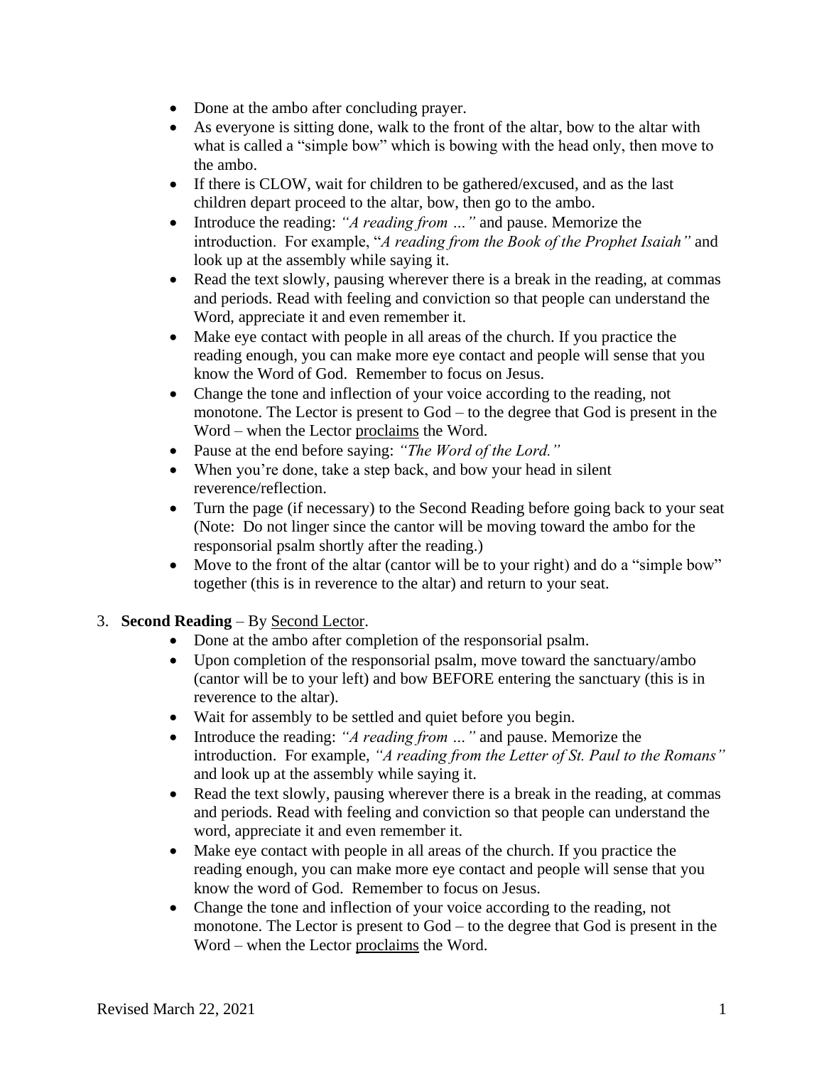- Done at the ambo after concluding prayer.
- As everyone is sitting done, walk to the front of the altar, bow to the altar with what is called a "simple bow" which is bowing with the head only, then move to the ambo.
- If there is CLOW, wait for children to be gathered/excused, and as the last children depart proceed to the altar, bow, then go to the ambo.
- Introduce the reading: *"A reading from …"* and pause. Memorize the introduction. For example, "*A reading from the Book of the Prophet Isaiah"* and look up at the assembly while saying it.
- Read the text slowly, pausing wherever there is a break in the reading, at commas and periods. Read with feeling and conviction so that people can understand the Word, appreciate it and even remember it.
- Make eye contact with people in all areas of the church. If you practice the reading enough, you can make more eye contact and people will sense that you know the Word of God. Remember to focus on Jesus.
- Change the tone and inflection of your voice according to the reading, not monotone. The Lector is present to God – to the degree that God is present in the Word – when the Lector <u>proclaims</u> the Word.
- Pause at the end before saying: *"The Word of the Lord."*
- When you're done, take a step back, and bow your head in silent reverence/reflection.
- Turn the page (if necessary) to the Second Reading before going back to your seat (Note: Do not linger since the cantor will be moving toward the ambo for the responsorial psalm shortly after the reading.)
- Move to the front of the altar (cantor will be to your right) and do a "simple bow" together (this is in reverence to the altar) and return to your seat.

3. **Second Reading** – By <u>Second Lector</u>.
    - Done at the ambo after completion of the responsorial psalm.
    - Upon completion of the responsorial psalm, move toward the sanctuary/ambo (cantor will be to your left) and bow BEFORE entering the sanctuary (this is in reverence to the altar).
    - Wait for assembly to be settled and quiet before you begin.
    - Introduce the reading: *"A reading from …"* and pause. Memorize the introduction. For example, *"A reading from the Letter of St. Paul to the Romans"* and look up at the assembly while saying it.
    - Read the text slowly, pausing wherever there is a break in the reading, at commas and periods. Read with feeling and conviction so that people can understand the word, appreciate it and even remember it.
    - Make eye contact with people in all areas of the church. If you practice the reading enough, you can make more eye contact and people will sense that you know the word of God. Remember to focus on Jesus.
    - Change the tone and inflection of your voice according to the reading, not monotone. The Lector is present to God – to the degree that God is present in the Word – when the Lector <u>proclaims</u> the Word.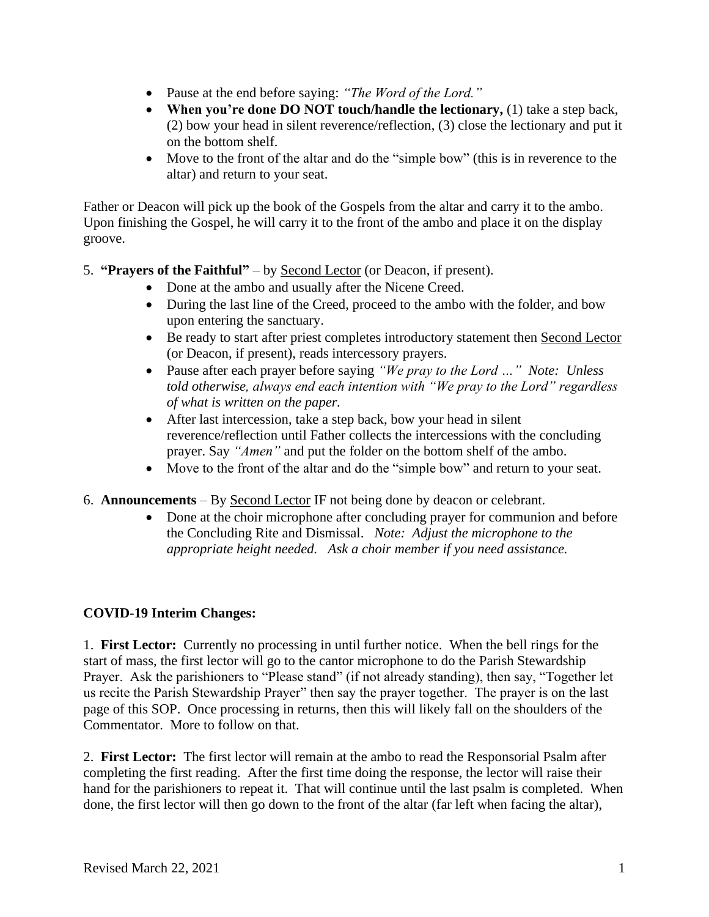- Pause at the end before saying: *"The Word of the Lord."*
- **When you're done DO NOT touch/handle the lectionary,** (1) take a step back, (2) bow your head in silent reverence/reflection, (3) close the lectionary and put it on the bottom shelf.
- Move to the front of the altar and do the "simple bow" (this is in reverence to the altar) and return to your seat.

Father or Deacon will pick up the book of the Gospels from the altar and carry it to the ambo. Upon finishing the Gospel, he will carry it to the front of the ambo and place it on the display groove.

5. **"Prayers of the Faithful"** – by <u>Second Lector</u> (or Deacon, if present).
    - Done at the ambo and usually after the Nicene Creed.
    - During the last line of the Creed, proceed to the ambo with the folder, and bow upon entering the sanctuary.
    - Be ready to start after priest completes introductory statement then <u>Second Lector</u> (or Deacon, if present), reads intercessory prayers.
    - Pause after each prayer before saying *"We pray to the Lord …" Note: Unless told otherwise, always end each intention with "We pray to the Lord" regardless of what is written on the paper.*
    - After last intercession, take a step back, bow your head in silent reverence/reflection until Father collects the intercessions with the concluding prayer. Say *"Amen"* and put the folder on the bottom shelf of the ambo.
    - Move to the front of the altar and do the "simple bow" and return to your seat.

6. **Announcements** – By <u>Second Lector</u> IF not being done by deacon or celebrant.
    - Done at the choir microphone after concluding prayer for communion and before the Concluding Rite and Dismissal. *Note: Adjust the microphone to the appropriate height needed. Ask a choir member if you need assistance.*

**COVID-19 Interim Changes:**

1. **First Lector:** Currently no processing in until further notice. When the bell rings for the start of mass, the first lector will go to the cantor microphone to do the Parish Stewardship Prayer. Ask the parishioners to "Please stand" (if not already standing), then say, "Together let us recite the Parish Stewardship Prayer" then say the prayer together. The prayer is on the last page of this SOP. Once processing in returns, then this will likely fall on the shoulders of the Commentator. More to follow on that.

2. **First Lector:** The first lector will remain at the ambo to read the Responsorial Psalm after completing the first reading. After the first time doing the response, the lector will raise their hand for the parishioners to repeat it. That will continue until the last psalm is completed. When done, the first lector will then go down to the front of the altar (far left when facing the altar),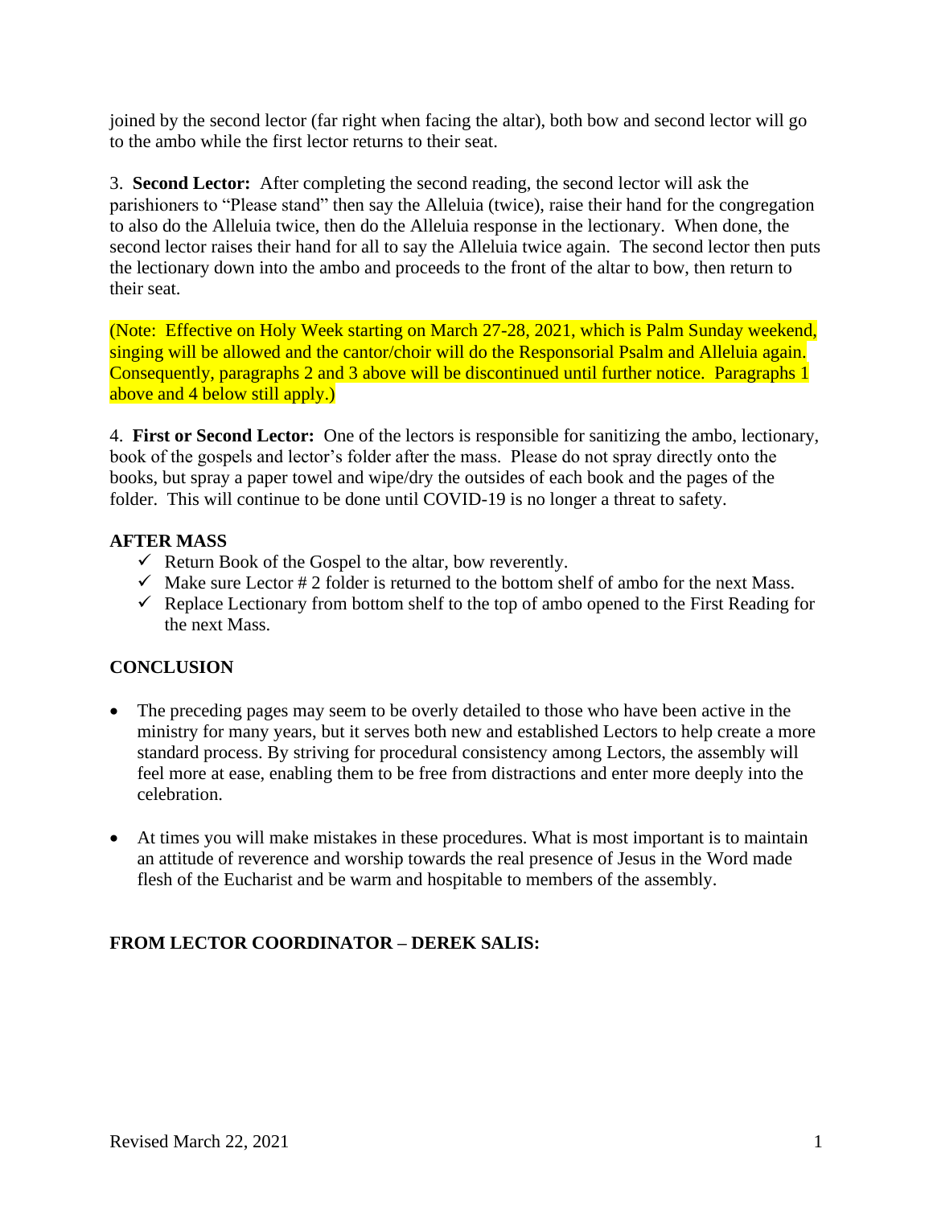joined by the second lector (far right when facing the altar), both bow and second lector will go to the ambo while the first lector returns to their seat.

3. **Second Lector:** After completing the second reading, the second lector will ask the parishioners to "Please stand" then say the Alleluia (twice), raise their hand for the congregation to also do the Alleluia twice, then do the Alleluia response in the lectionary. When done, the second lector raises their hand for all to say the Alleluia twice again. The second lector then puts the lectionary down into the ambo and proceeds to the front of the altar to bow, then return to their seat.

(Note: Effective on Holy Week starting on March 27-28, 2021, which is Palm Sunday weekend, singing will be allowed and the cantor/choir will do the Responsorial Psalm and Alleluia again. Consequently, paragraphs 2 and 3 above will be discontinued until further notice. Paragraphs 1 above and 4 below still apply.)

4. **First or Second Lector:** One of the lectors is responsible for sanitizing the ambo, lectionary, book of the gospels and lector's folder after the mass. Please do not spray directly onto the books, but spray a paper towel and wipe/dry the outsides of each book and the pages of the folder. This will continue to be done until COVID-19 is no longer a threat to safety.

**AFTER MASS**

- ✓ Return Book of the Gospel to the altar, bow reverently.
- ✓ Make sure Lector # 2 folder is returned to the bottom shelf of ambo for the next Mass.
- ✓ Replace Lectionary from bottom shelf to the top of ambo opened to the First Reading for the next Mass.

**CONCLUSION**

- The preceding pages may seem to be overly detailed to those who have been active in the ministry for many years, but it serves both new and established Lectors to help create a more standard process. By striving for procedural consistency among Lectors, the assembly will feel more at ease, enabling them to be free from distractions and enter more deeply into the celebration.

- At times you will make mistakes in these procedures. What is most important is to maintain an attitude of reverence and worship towards the real presence of Jesus in the Word made flesh of the Eucharist and be warm and hospitable to members of the assembly.

**FROM LECTOR COORDINATOR – DEREK SALIS:**

Revised March 22, 2021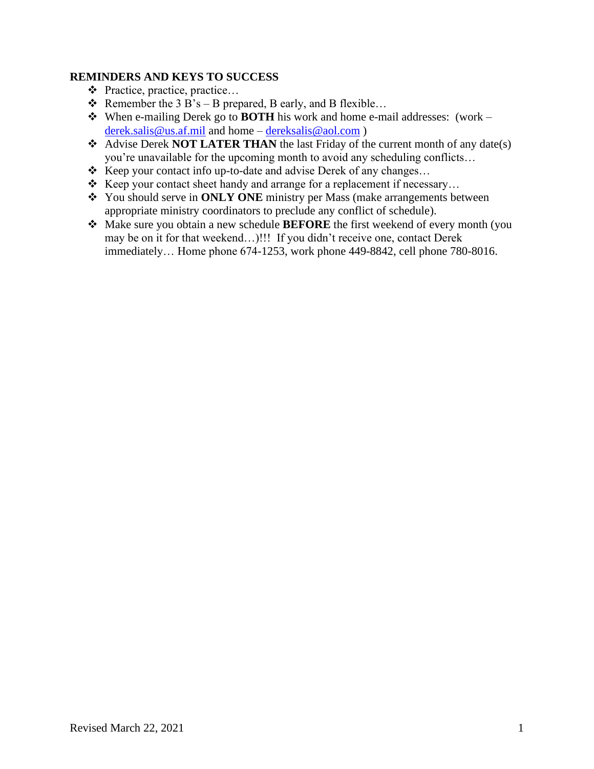**REMINDERS AND KEYS TO SUCCESS**

- Practice, practice, practice…
- Remember the 3 B's – B prepared, B early, and B flexible…
- When e-mailing Derek go to **BOTH** his work and home e-mail addresses: (work – derek.salis@us.af.mil and home – dereksalis@aol.com )
- Advise Derek **NOT LATER THAN** the last Friday of the current month of any date(s) you're unavailable for the upcoming month to avoid any scheduling conflicts…
- Keep your contact info up-to-date and advise Derek of any changes…
- Keep your contact sheet handy and arrange for a replacement if necessary…
- You should serve in **ONLY ONE** ministry per Mass (make arrangements between appropriate ministry coordinators to preclude any conflict of schedule).
- Make sure you obtain a new schedule **BEFORE** the first weekend of every month (you may be on it for that weekend…)!!! If you didn't receive one, contact Derek immediately… Home phone 674-1253, work phone 449-8842, cell phone 780-8016.

Revised March 22, 2021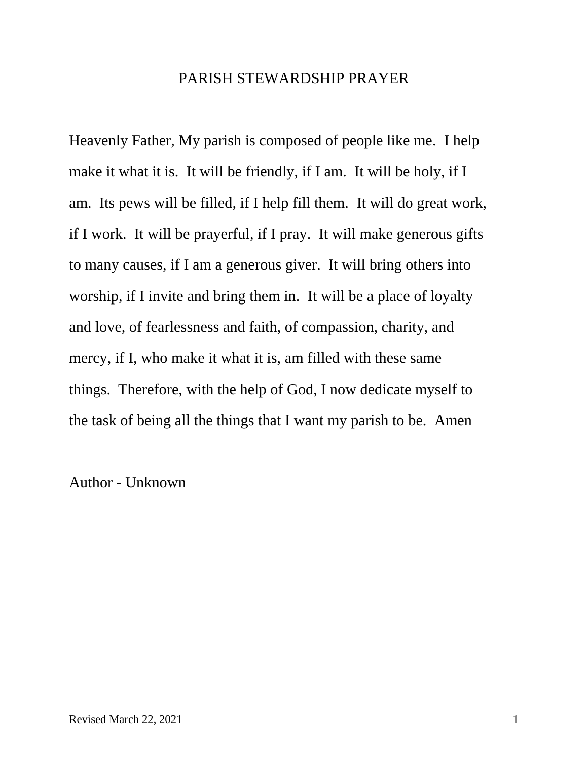# PARISH STEWARDSHIP PRAYER

Heavenly Father, My parish is composed of people like me. I help make it what it is. It will be friendly, if I am. It will be holy, if I am. Its pews will be filled, if I help fill them. It will do great work, if I work. It will be prayerful, if I pray. It will make generous gifts to many causes, if I am a generous giver. It will bring others into worship, if I invite and bring them in. It will be a place of loyalty and love, of fearlessness and faith, of compassion, charity, and mercy, if I, who make it what it is, am filled with these same things. Therefore, with the help of God, I now dedicate myself to the task of being all the things that I want my parish to be. Amen

Author - Unknown